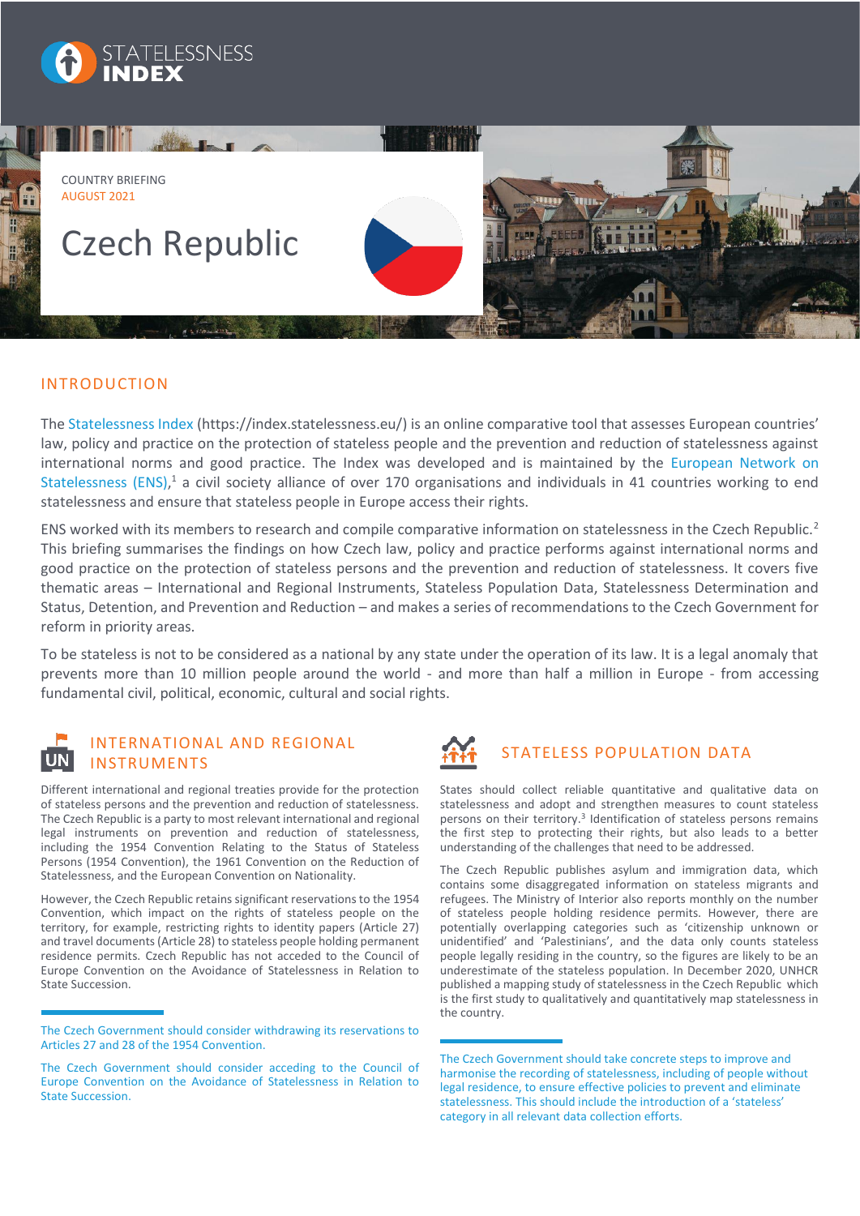STATELESSNESS INDEX

COUNTRY BRIEFING
AUGUST 2021

# Czech Republic

## INTRODUCTION

The Statelessness Index (https://index.statelessness.eu/) is an online comparative tool that assesses European countries' law, policy and practice on the protection of stateless people and the prevention and reduction of statelessness against international norms and good practice. The Index was developed and is maintained by the European Network on Statelessness (ENS),[1] a civil society alliance of over 170 organisations and individuals in 41 countries working to end statelessness and ensure that stateless people in Europe access their rights.

ENS worked with its members to research and compile comparative information on statelessness in the Czech Republic.[2] This briefing summarises the findings on how Czech law, policy and practice performs against international norms and good practice on the protection of stateless persons and the prevention and reduction of statelessness. It covers five thematic areas – International and Regional Instruments, Stateless Population Data, Statelessness Determination and Status, Detention, and Prevention and Reduction – and makes a series of recommendations to the Czech Government for reform in priority areas.

To be stateless is not to be considered as a national by any state under the operation of its law. It is a legal anomaly that prevents more than 10 million people around the world - and more than half a million in Europe - from accessing fundamental civil, political, economic, cultural and social rights.

## INTERNATIONAL AND REGIONAL INSTRUMENTS

Different international and regional treaties provide for the protection of stateless persons and the prevention and reduction of statelessness. The Czech Republic is a party to most relevant international and regional legal instruments on prevention and reduction of statelessness, including the 1954 Convention Relating to the Status of Stateless Persons (1954 Convention), the 1961 Convention on the Reduction of Statelessness, and the European Convention on Nationality.

However, the Czech Republic retains significant reservations to the 1954 Convention, which impact on the rights of stateless people on the territory, for example, restricting rights to identity papers (Article 27) and travel documents (Article 28) to stateless people holding permanent residence permits. Czech Republic has not acceded to the Council of Europe Convention on the Avoidance of Statelessness in Relation to State Succession.

The Czech Government should consider withdrawing its reservations to Articles 27 and 28 of the 1954 Convention.

The Czech Government should consider acceding to the Council of Europe Convention on the Avoidance of Statelessness in Relation to State Succession.

## STATELESS POPULATION DATA

States should collect reliable quantitative and qualitative data on statelessness and adopt and strengthen measures to count stateless persons on their territory.[3] Identification of stateless persons remains the first step to protecting their rights, but also leads to a better understanding of the challenges that need to be addressed.

The Czech Republic publishes asylum and immigration data, which contains some disaggregated information on stateless migrants and refugees. The Ministry of Interior also reports monthly on the number of stateless people holding residence permits. However, there are potentially overlapping categories such as 'citizenship unknown or unidentified' and 'Palestinians', and the data only counts stateless people legally residing in the country, so the figures are likely to be an underestimate of the stateless population. In December 2020, UNHCR published a mapping study of statelessness in the Czech Republic which is the first study to qualitatively and quantitatively map statelessness in the country.

The Czech Government should take concrete steps to improve and harmonise the recording of statelessness, including of people without legal residence, to ensure effective policies to prevent and eliminate statelessness. This should include the introduction of a 'stateless' category in all relevant data collection efforts.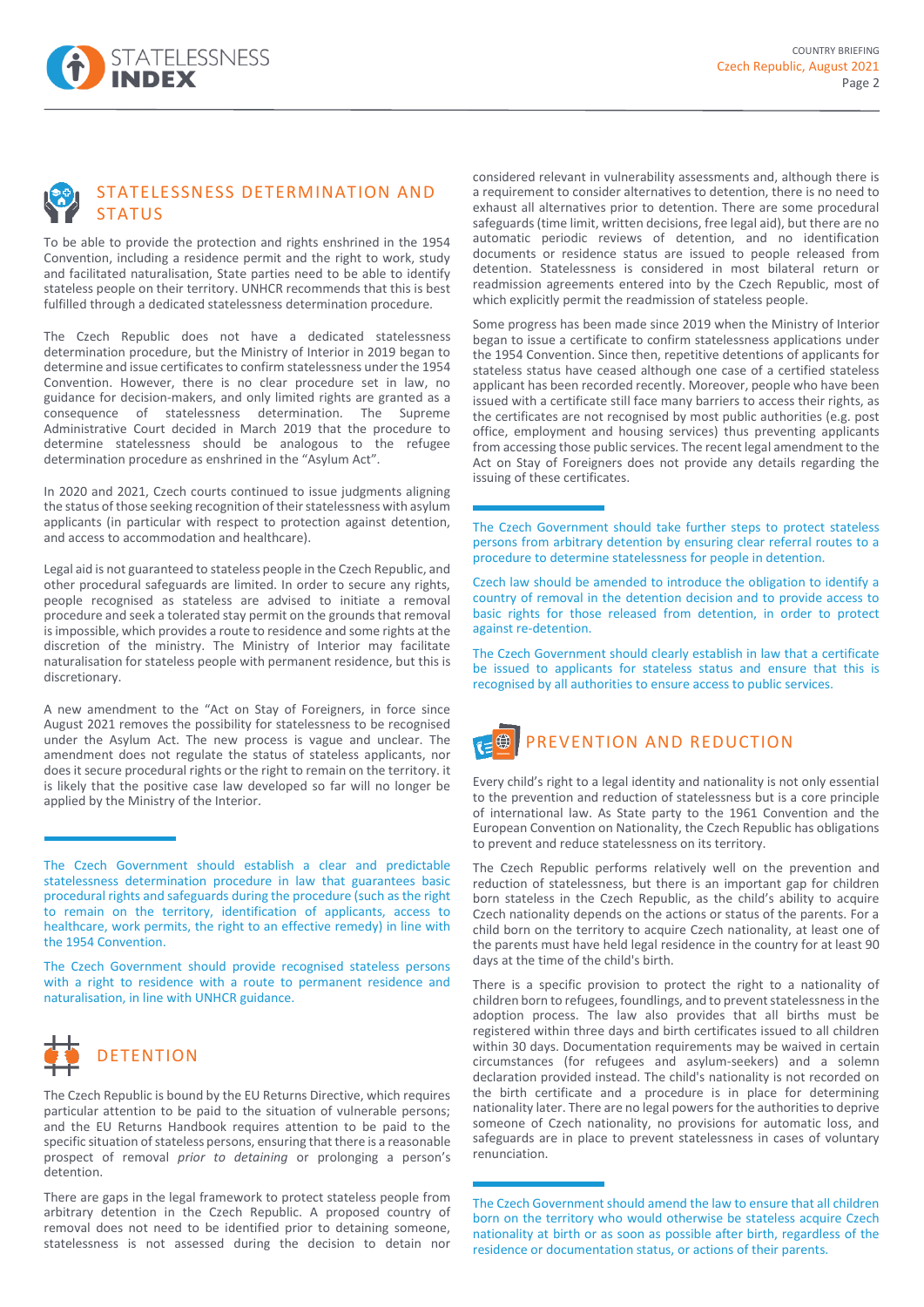## STATELESSNESS DETERMINATION AND STATUS

To be able to provide the protection and rights enshrined in the 1954 Convention, including a residence permit and the right to work, study and facilitated naturalisation, State parties need to be able to identify stateless people on their territory. UNHCR recommends that this is best fulfilled through a dedicated statelessness determination procedure.

The Czech Republic does not have a dedicated statelessness determination procedure, but the Ministry of Interior in 2019 began to determine and issue certificates to confirm statelessness under the 1954 Convention. However, there is no clear procedure set in law, no guidance for decision-makers, and only limited rights are granted as a consequence of statelessness determination. The Supreme Administrative Court decided in March 2019 that the procedure to determine statelessness should be analogous to the refugee determination procedure as enshrined in the "Asylum Act".

In 2020 and 2021, Czech courts continued to issue judgments aligning the status of those seeking recognition of their statelessness with asylum applicants (in particular with respect to protection against detention, and access to accommodation and healthcare).

Legal aid is not guaranteed to stateless people in the Czech Republic, and other procedural safeguards are limited. In order to secure any rights, people recognised as stateless are advised to initiate a removal procedure and seek a tolerated stay permit on the grounds that removal is impossible, which provides a route to residence and some rights at the discretion of the ministry. The Ministry of Interior may facilitate naturalisation for stateless people with permanent residence, but this is discretionary.

A new amendment to the "Act on Stay of Foreigners, in force since August 2021 removes the possibility for statelessness to be recognised under the Asylum Act. The new process is vague and unclear. The amendment does not regulate the status of stateless applicants, nor does it secure procedural rights or the right to remain on the territory. it is likely that the positive case law developed so far will no longer be applied by the Ministry of the Interior.

The Czech Government should establish a clear and predictable statelessness determination procedure in law that guarantees basic procedural rights and safeguards during the procedure (such as the right to remain on the territory, identification of applicants, access to healthcare, work permits, the right to an effective remedy) in line with the 1954 Convention.

The Czech Government should provide recognised stateless persons with a right to residence with a route to permanent residence and naturalisation, in line with UNHCR guidance.

## DETENTION

The Czech Republic is bound by the EU Returns Directive, which requires particular attention to be paid to the situation of vulnerable persons; and the EU Returns Handbook requires attention to be paid to the specific situation of stateless persons, ensuring that there is a reasonable prospect of removal *prior to detaining* or prolonging a person's detention.

There are gaps in the legal framework to protect stateless people from arbitrary detention in the Czech Republic. A proposed country of removal does not need to be identified prior to detaining someone, statelessness is not assessed during the decision to detain nor considered relevant in vulnerability assessments and, although there is a requirement to consider alternatives to detention, there is no need to exhaust all alternatives prior to detention. There are some procedural safeguards (time limit, written decisions, free legal aid), but there are no automatic periodic reviews of detention, and no identification documents or residence status are issued to people released from detention. Statelessness is considered in most bilateral return or readmission agreements entered into by the Czech Republic, most of which explicitly permit the readmission of stateless people.

Some progress has been made since 2019 when the Ministry of Interior began to issue a certificate to confirm statelessness applications under the 1954 Convention. Since then, repetitive detentions of applicants for stateless status have ceased although one case of a certified stateless applicant has been recorded recently. Moreover, people who have been issued with a certificate still face many barriers to access their rights, as the certificates are not recognised by most public authorities (e.g. post office, employment and housing services) thus preventing applicants from accessing those public services. The recent legal amendment to the Act on Stay of Foreigners does not provide any details regarding the issuing of these certificates.

The Czech Government should take further steps to protect stateless persons from arbitrary detention by ensuring clear referral routes to a procedure to determine statelessness for people in detention.

Czech law should be amended to introduce the obligation to identify a country of removal in the detention decision and to provide access to basic rights for those released from detention, in order to protect against re-detention.

The Czech Government should clearly establish in law that a certificate be issued to applicants for stateless status and ensure that this is recognised by all authorities to ensure access to public services.

## PREVENTION AND REDUCTION

Every child's right to a legal identity and nationality is not only essential to the prevention and reduction of statelessness but is a core principle of international law. As State party to the 1961 Convention and the European Convention on Nationality, the Czech Republic has obligations to prevent and reduce statelessness on its territory.

The Czech Republic performs relatively well on the prevention and reduction of statelessness, but there is an important gap for children born stateless in the Czech Republic, as the child's ability to acquire Czech nationality depends on the actions or status of the parents. For a child born on the territory to acquire Czech nationality, at least one of the parents must have held legal residence in the country for at least 90 days at the time of the child's birth.

There is a specific provision to protect the right to a nationality of children born to refugees, foundlings, and to prevent statelessness in the adoption process. The law also provides that all births must be registered within three days and birth certificates issued to all children within 30 days. Documentation requirements may be waived in certain circumstances (for refugees and asylum-seekers) and a solemn declaration provided instead. The child's nationality is not recorded on the birth certificate and a procedure is in place for determining nationality later. There are no legal powers for the authorities to deprive someone of Czech nationality, no provisions for automatic loss, and safeguards are in place to prevent statelessness in cases of voluntary renunciation.

The Czech Government should amend the law to ensure that all children born on the territory who would otherwise be stateless acquire Czech nationality at birth or as soon as possible after birth, regardless of the residence or documentation status, or actions of their parents.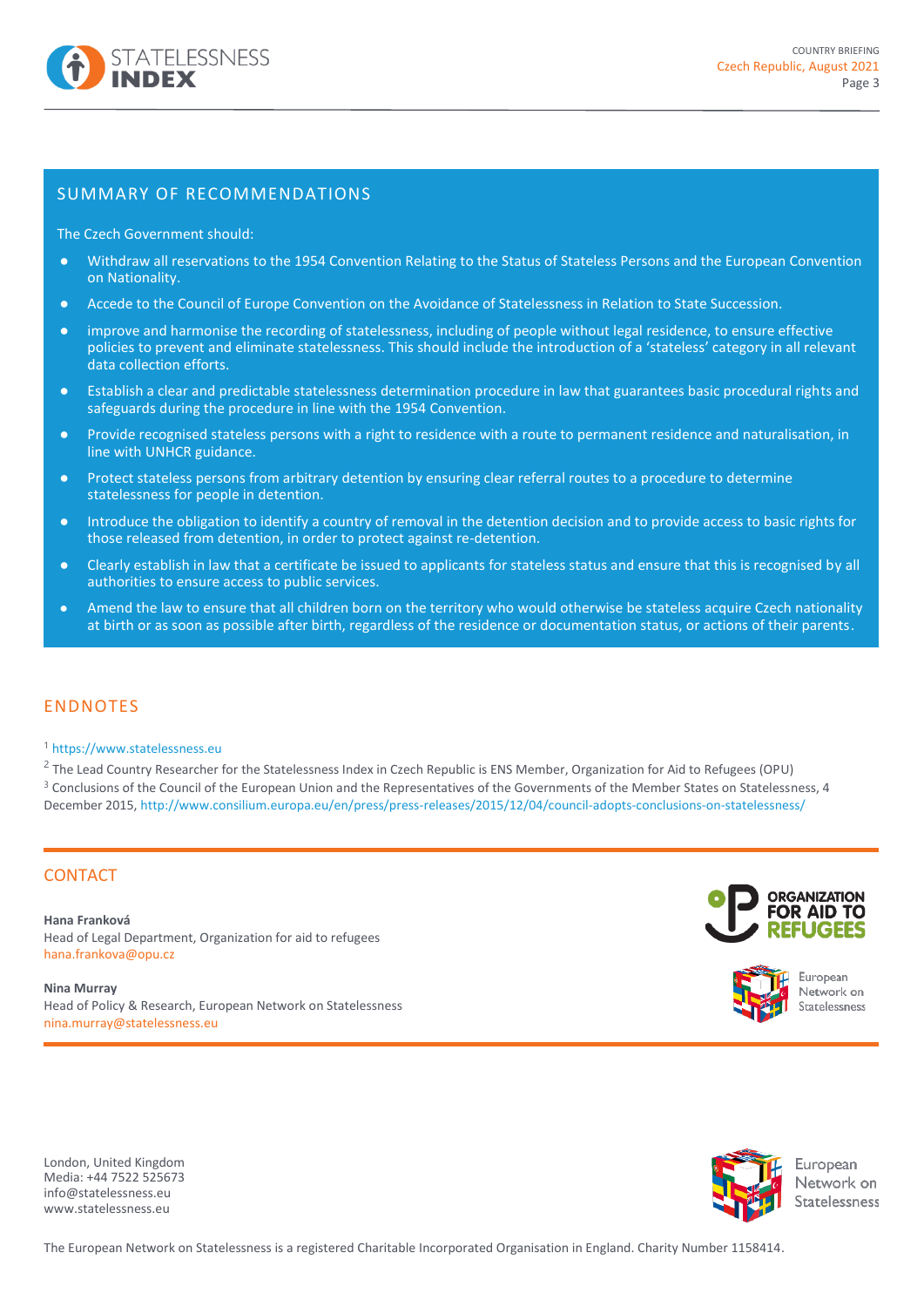## SUMMARY OF RECOMMENDATIONS

The Czech Government should:

- Withdraw all reservations to the 1954 Convention Relating to the Status of Stateless Persons and the European Convention on Nationality.
- Accede to the Council of Europe Convention on the Avoidance of Statelessness in Relation to State Succession.
- improve and harmonise the recording of statelessness, including of people without legal residence, to ensure effective policies to prevent and eliminate statelessness. This should include the introduction of a 'stateless' category in all relevant data collection efforts.
- Establish a clear and predictable statelessness determination procedure in law that guarantees basic procedural rights and safeguards during the procedure in line with the 1954 Convention.
- Provide recognised stateless persons with a right to residence with a route to permanent residence and naturalisation, in line with UNHCR guidance.
- Protect stateless persons from arbitrary detention by ensuring clear referral routes to a procedure to determine statelessness for people in detention.
- Introduce the obligation to identify a country of removal in the detention decision and to provide access to basic rights for those released from detention, in order to protect against re-detention.
- Clearly establish in law that a certificate be issued to applicants for stateless status and ensure that this is recognised by all authorities to ensure access to public services.
- Amend the law to ensure that all children born on the territory who would otherwise be stateless acquire Czech nationality at birth or as soon as possible after birth, regardless of the residence or documentation status, or actions of their parents.

## ENDNOTES

[1] https://www.statelessness.eu

[2] The Lead Country Researcher for the Statelessness Index in Czech Republic is ENS Member, Organization for Aid to Refugees (OPU)

[3] Conclusions of the Council of the European Union and the Representatives of the Governments of the Member States on Statelessness, 4 December 2015, http://www.consilium.europa.eu/en/press/press-releases/2015/12/04/council-adopts-conclusions-on-statelessness/

## CONTACT

**Hana Franková**
Head of Legal Department, Organization for aid to refugees
hana.frankova@opu.cz

**Nina Murray**
Head of Policy & Research, European Network on Statelessness
nina.murray@statelessness.eu

London, United Kingdom
Media: +44 7522 525673
info@statelessness.eu
www.statelessness.eu

The European Network on Statelessness is a registered Charitable Incorporated Organisation in England. Charity Number 1158414.